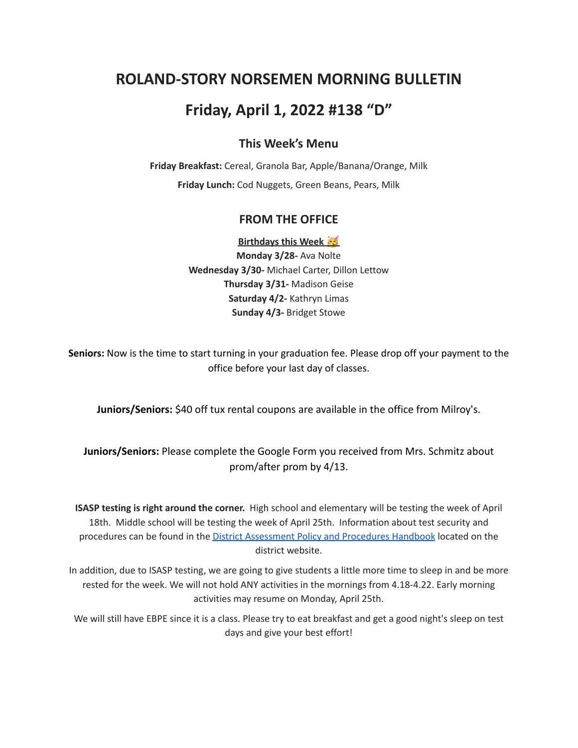# ROLAND-STORY NORSEMEN MORNING BULLETIN

## Friday, April 1, 2022 #138 "D"

### This Week's Menu

**Friday Breakfast:** Cereal, Granola Bar, Apple/Banana/Orange, Milk

**Friday Lunch:** Cod Nuggets, Green Beans, Pears, Milk

### FROM THE OFFICE

**Birthdays this Week 🥳**

**Monday 3/28-** Ava Nolte
**Wednesday 3/30-** Michael Carter, Dillon Lettow
**Thursday 3/31-** Madison Geise
**Saturday 4/2-** Kathryn Limas
**Sunday 4/3-** Bridget Stowe

**Seniors:** Now is the time to start turning in your graduation fee. Please drop off your payment to the office before your last day of classes.

**Juniors/Seniors:** $40 off tux rental coupons are available in the office from Milroy's.

**Juniors/Seniors:** Please complete the Google Form you received from Mrs. Schmitz about prom/after prom by 4/13.

**ISASP testing is right around the corner.** High school and elementary will be testing the week of April 18th. Middle school will be testing the week of April 25th. Information about test security and procedures can be found in the District Assessment Policy and Procedures Handbook located on the district website.

In addition, due to ISASP testing, we are going to give students a little more time to sleep in and be more rested for the week. We will not hold ANY activities in the mornings from 4.18-4.22. Early morning activities may resume on Monday, April 25th.

We will still have EBPE since it is a class. Please try to eat breakfast and get a good night's sleep on test days and give your best effort!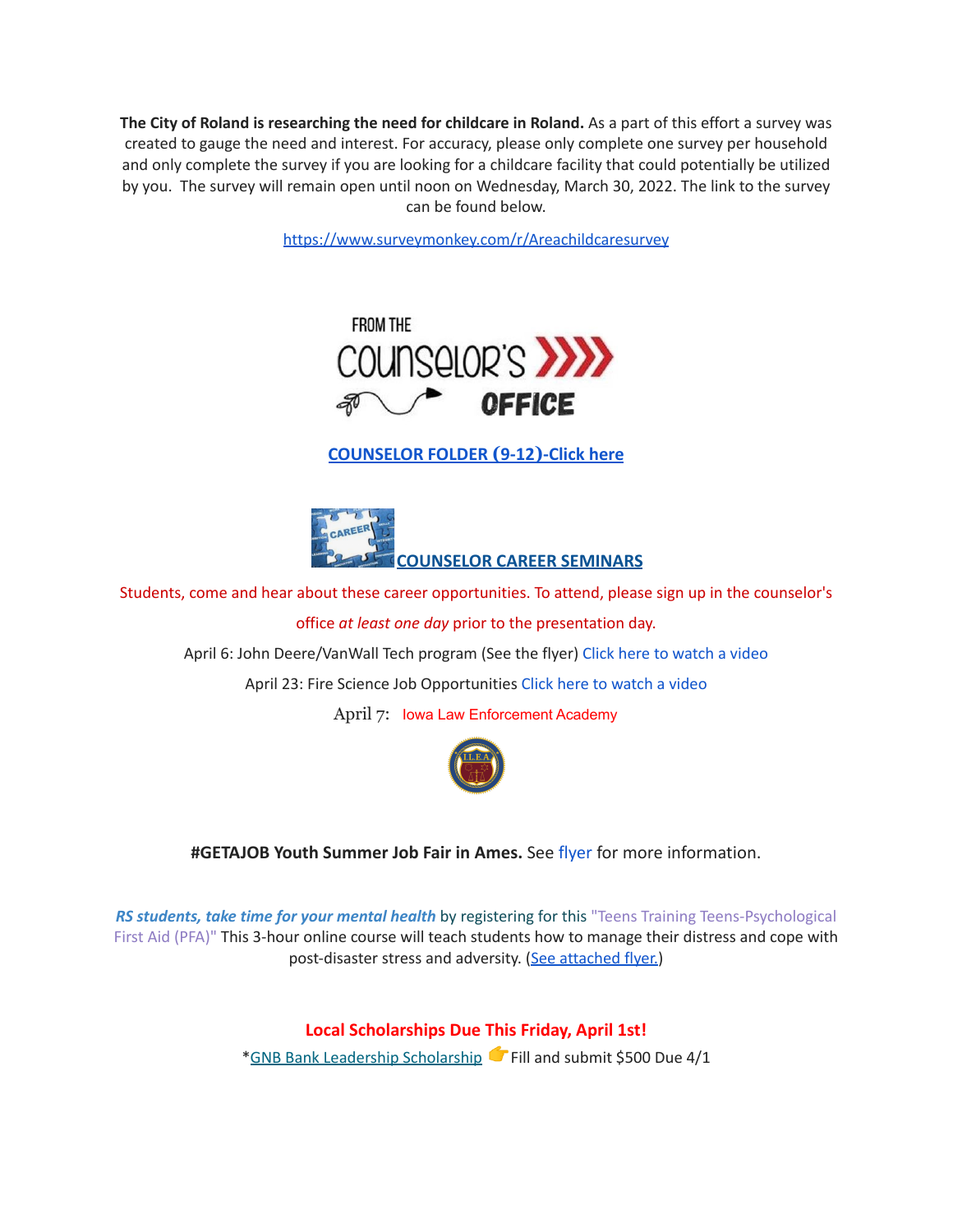**The City of Roland is researching the need for childcare in Roland.** As a part of this effort a survey was created to gauge the need and interest. For accuracy, please only complete one survey per household and only complete the survey if you are looking for a childcare facility that could potentially be utilized by you. The survey will remain open until noon on Wednesday, March 30, 2022. The link to the survey can be found below.

https://www.surveymonkey.com/r/Areachildcaresurvey

FROM THE COUNSELOR'S OFFICE

**COUNSELOR FOLDER (9-12)-Click here**

**COUNSELOR CAREER SEMINARS**

Students, come and hear about these career opportunities. To attend, please sign up in the counselor's office *at least one day* prior to the presentation day.

April 6: John Deere/VanWall Tech program (See the flyer) Click here to watch a video

April 23: Fire Science Job Opportunities Click here to watch a video

April 7: Iowa Law Enforcement Academy

**#GETAJOB Youth Summer Job Fair in Ames.** See flyer for more information.

***RS students, take time for your mental health*** by registering for this "Teens Training Teens-Psychological First Aid (PFA)" This 3-hour online course will teach students how to manage their distress and cope with post-disaster stress and adversity. (See attached flyer.)

**Local Scholarships Due This Friday, April 1st!**

*GNB Bank Leadership Scholarship 👉 Fill and submit $500 Due 4/1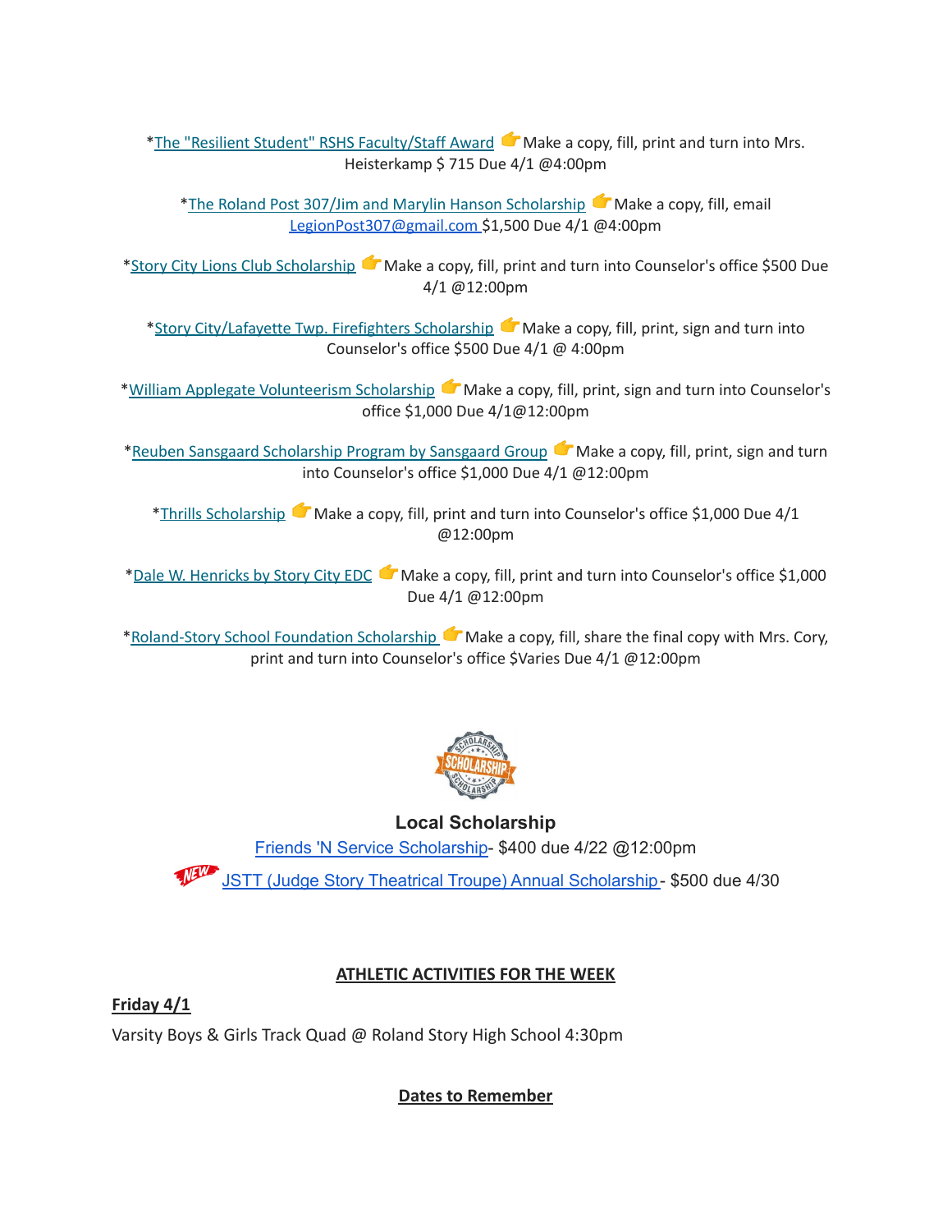*The "Resilient Student" RSHS Faculty/Staff Award 👉Make a copy, fill, print and turn into Mrs. Heisterkamp $ 715 Due 4/1 @4:00pm

*The Roland Post 307/Jim and Marylin Hanson Scholarship 👉Make a copy, fill, email LegionPost307@gmail.com $1,500 Due 4/1 @4:00pm

*Story City Lions Club Scholarship 👉Make a copy, fill, print and turn into Counselor's office $500 Due 4/1 @12:00pm

*Story City/Lafayette Twp. Firefighters Scholarship 👉Make a copy, fill, print, sign and turn into Counselor's office $500 Due 4/1 @ 4:00pm

*William Applegate Volunteerism Scholarship 👉Make a copy, fill, print, sign and turn into Counselor's office $1,000 Due 4/1@12:00pm

*Reuben Sansgaard Scholarship Program by Sansgaard Group 👉Make a copy, fill, print, sign and turn into Counselor's office $1,000 Due 4/1 @12:00pm

*Thrills Scholarship 👉Make a copy, fill, print and turn into Counselor's office $1,000 Due 4/1 @12:00pm

*Dale W. Henricks by Story City EDC 👉Make a copy, fill, print and turn into Counselor's office $1,000 Due 4/1 @12:00pm

*Roland-Story School Foundation Scholarship 👉Make a copy, fill, share the final copy with Mrs. Cory, print and turn into Counselor's office $Varies Due 4/1 @12:00pm

**Local Scholarship**

Friends 'N Service Scholarship- $400 due 4/22 @12:00pm

NEW JSTT (Judge Story Theatrical Troupe) Annual Scholarship- $500 due 4/30

**ATHLETIC ACTIVITIES FOR THE WEEK**

**Friday 4/1**

Varsity Boys & Girls Track Quad @ Roland Story High School 4:30pm

**Dates to Remember**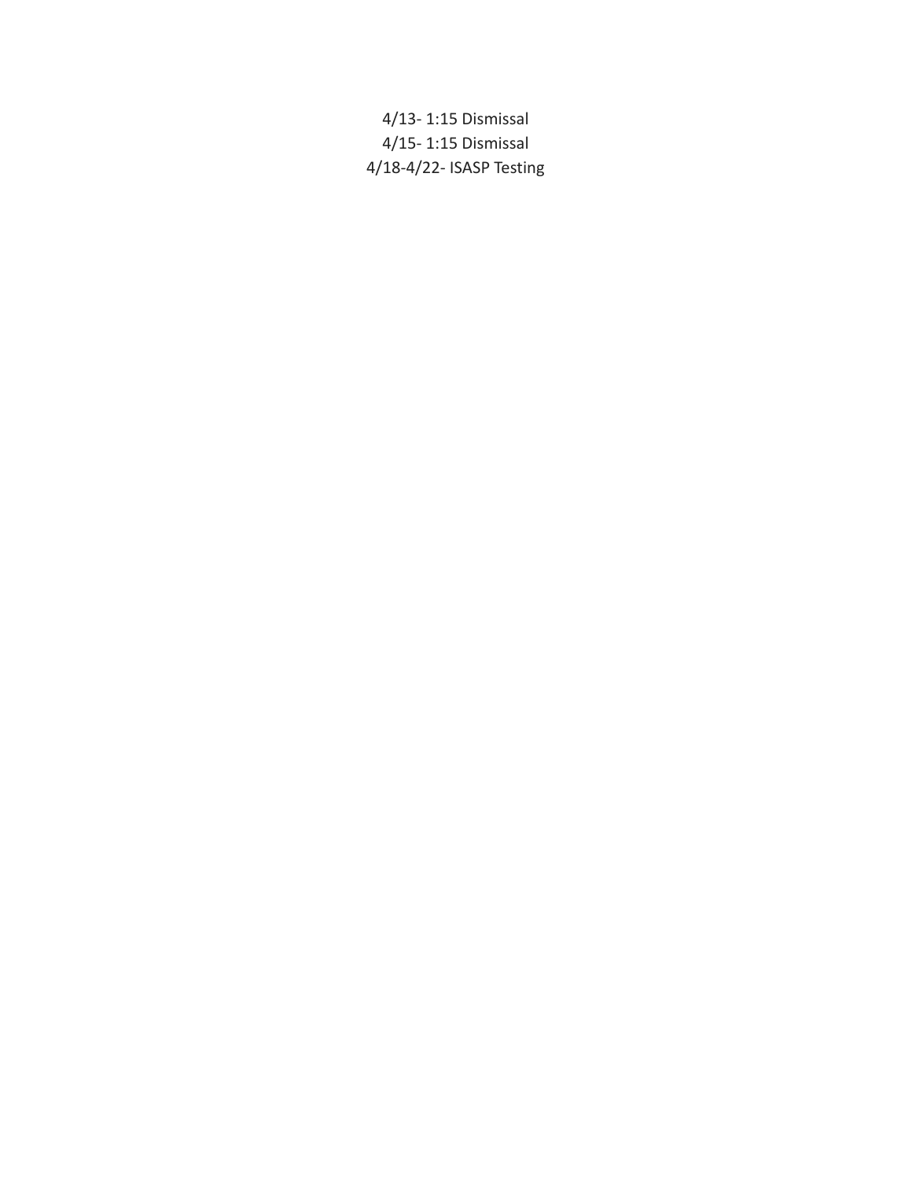4/13- 1:15 Dismissal
4/15- 1:15 Dismissal
4/18-4/22- ISASP Testing